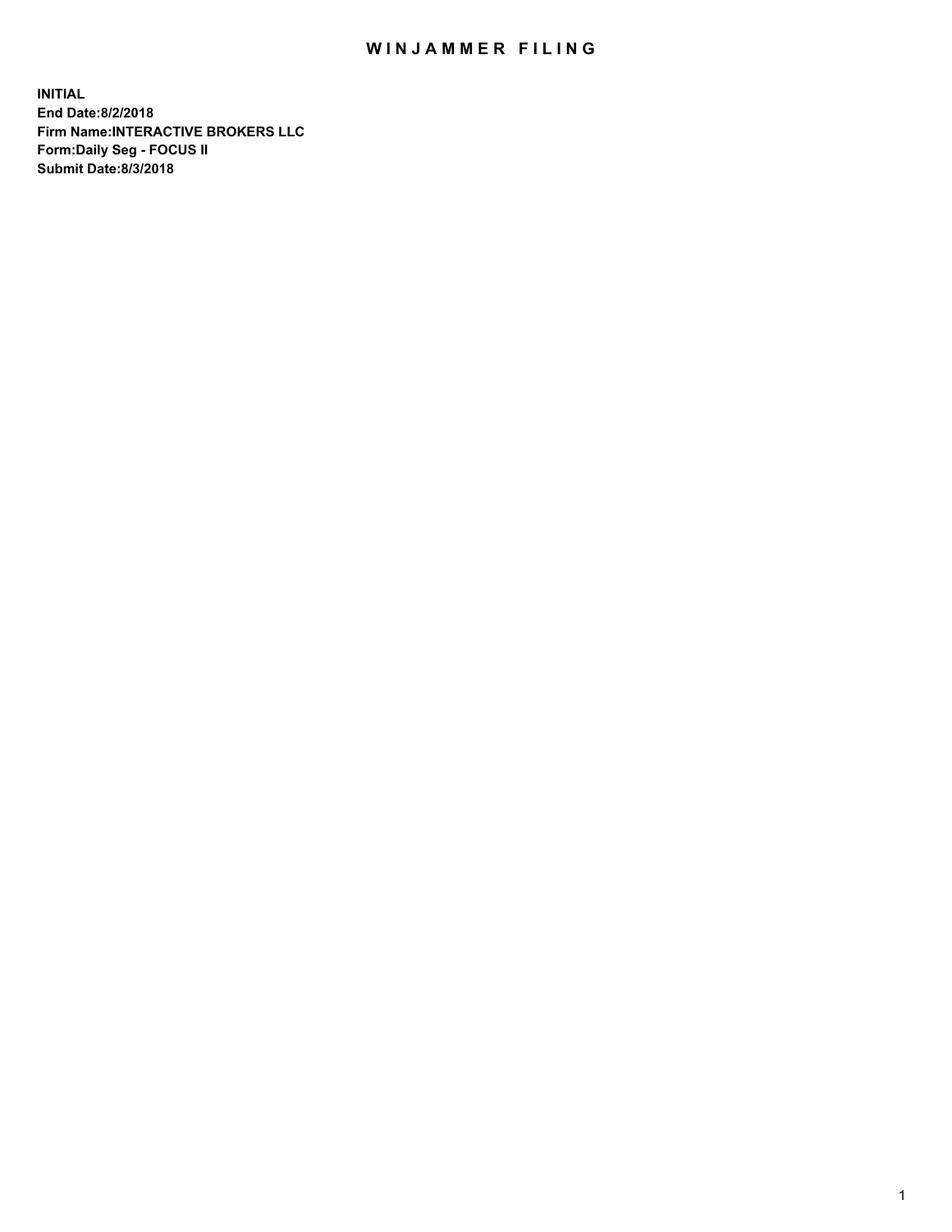# WINJAMMER FILING

**INITIAL**
**End Date:8/2/2018**
**Firm Name:INTERACTIVE BROKERS LLC**
**Form:Daily Seg - FOCUS II**
**Submit Date:8/3/2018**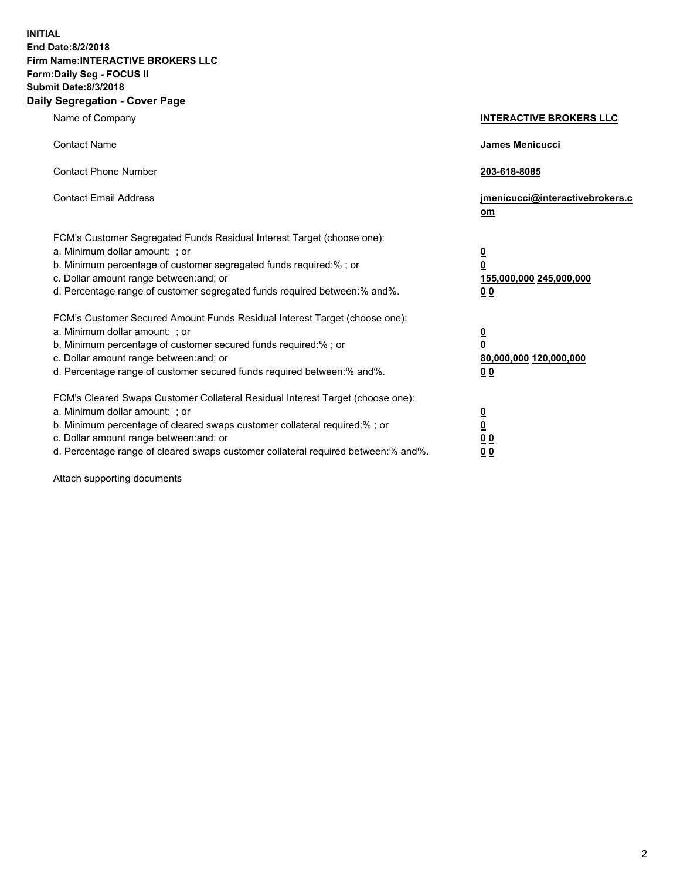**INITIAL**
**End Date:8/2/2018**
**Firm Name:INTERACTIVE BROKERS LLC**
**Form:Daily Seg - FOCUS II**
**Submit Date:8/3/2018**
**Daily Segregation - Cover Page**

| | |
|---|---|
| Name of Company | **INTERACTIVE BROKERS LLC** |
| Contact Name | **James Menicucci** |
| Contact Phone Number | **203-618-8085** |
| Contact Email Address | **jmenicucci@interactivebrokers.com** |
| FCM's Customer Segregated Funds Residual Interest Target (choose one): | |
| a. Minimum dollar amount: ; or | **0** |
| b. Minimum percentage of customer segregated funds required:% ; or | **0** |
| c. Dollar amount range between:and; or | **155,000,000 245,000,000** |
| d. Percentage range of customer segregated funds required between:% and%. | **0 0** |
| FCM's Customer Secured Amount Funds Residual Interest Target (choose one): | |
| a. Minimum dollar amount: ; or | **0** |
| b. Minimum percentage of customer secured funds required:% ; or | **0** |
| c. Dollar amount range between:and; or | **80,000,000 120,000,000** |
| d. Percentage range of customer secured funds required between:% and%. | **0 0** |
| FCM's Cleared Swaps Customer Collateral Residual Interest Target (choose one): | |
| a. Minimum dollar amount: ; or | **0** |
| b. Minimum percentage of cleared swaps customer collateral required:% ; or | **0** |
| c. Dollar amount range between:and; or | **0 0** |
| d. Percentage range of cleared swaps customer collateral required between:% and%. | **0 0** |

Attach supporting documents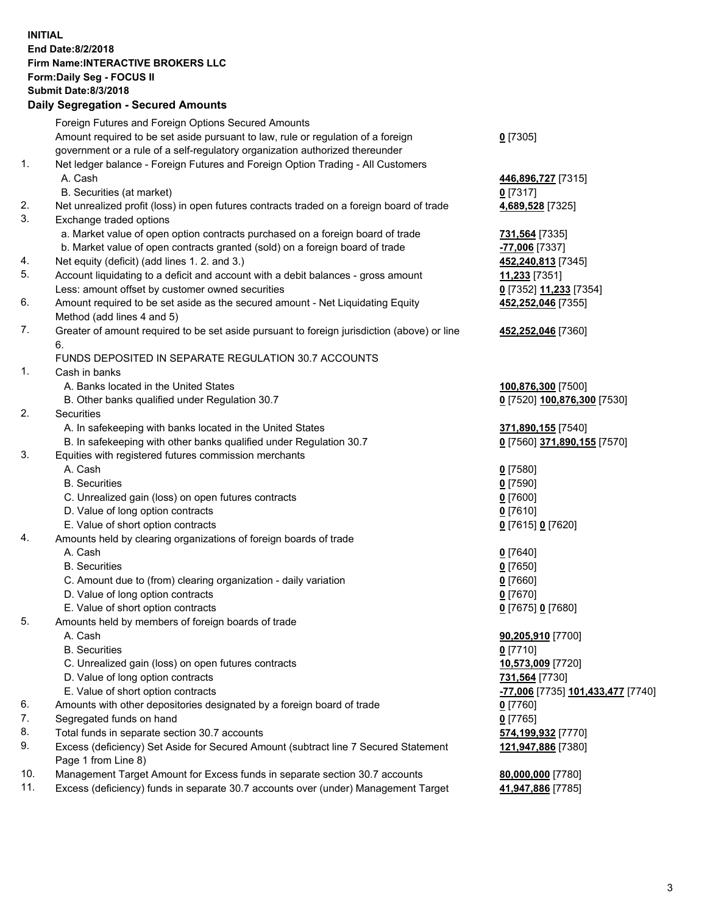**INITIAL**
**End Date:8/2/2018**
**Firm Name:INTERACTIVE BROKERS LLC**
**Form:Daily Seg - FOCUS II**
**Submit Date:8/3/2018**
**Daily Segregation - Secured Amounts**

| | | |
|---|---|---|
| | Foreign Futures and Foreign Options Secured Amounts | |
| | Amount required to be set aside pursuant to law, rule or regulation of a foreign government or a rule of a self-regulatory organization authorized thereunder | **0** [7305] |
| 1. | Net ledger balance - Foreign Futures and Foreign Option Trading - All Customers | |
| | A. Cash | **446,896,727** [7315] |
| | B. Securities (at market) | **0** [7317] |
| 2. | Net unrealized profit (loss) in open futures contracts traded on a foreign board of trade | **4,689,528** [7325] |
| 3. | Exchange traded options | |
| | a. Market value of open option contracts purchased on a foreign board of trade | **731,564** [7335] |
| | b. Market value of open contracts granted (sold) on a foreign board of trade | **-77,006** [7337] |
| 4. | Net equity (deficit) (add lines 1. 2. and 3.) | **452,240,813** [7345] |
| 5. | Account liquidating to a deficit and account with a debit balances - gross amount | **11,233** [7351] |
| | Less: amount offset by customer owned securities | **0** [7352] **11,233** [7354] |
| 6. | Amount required to be set aside as the secured amount - Net Liquidating Equity Method (add lines 4 and 5) | **452,252,046** [7355] |
| 7. | Greater of amount required to be set aside pursuant to foreign jurisdiction (above) or line 6. | **452,252,046** [7360] |
| | FUNDS DEPOSITED IN SEPARATE REGULATION 30.7 ACCOUNTS | |
| 1. | Cash in banks | |
| | A. Banks located in the United States | **100,876,300** [7500] |
| | B. Other banks qualified under Regulation 30.7 | **0** [7520] **100,876,300** [7530] |
| 2. | Securities | |
| | A. In safekeeping with banks located in the United States | **371,890,155** [7540] |
| | B. In safekeeping with other banks qualified under Regulation 30.7 | **0** [7560] **371,890,155** [7570] |
| 3. | Equities with registered futures commission merchants | |
| | A. Cash | **0** [7580] |
| | B. Securities | **0** [7590] |
| | C. Unrealized gain (loss) on open futures contracts | **0** [7600] |
| | D. Value of long option contracts | **0** [7610] |
| | E. Value of short option contracts | **0** [7615] **0** [7620] |
| 4. | Amounts held by clearing organizations of foreign boards of trade | |
| | A. Cash | **0** [7640] |
| | B. Securities | **0** [7650] |
| | C. Amount due to (from) clearing organization - daily variation | **0** [7660] |
| | D. Value of long option contracts | **0** [7670] |
| | E. Value of short option contracts | **0** [7675] **0** [7680] |
| 5. | Amounts held by members of foreign boards of trade | |
| | A. Cash | **90,205,910** [7700] |
| | B. Securities | **0** [7710] |
| | C. Unrealized gain (loss) on open futures contracts | **10,573,009** [7720] |
| | D. Value of long option contracts | **731,564** [7730] |
| | E. Value of short option contracts | **-77,006** [7735] **101,433,477** [7740] |
| 6. | Amounts with other depositories designated by a foreign board of trade | **0** [7760] |
| 7. | Segregated funds on hand | **0** [7765] |
| 8. | Total funds in separate section 30.7 accounts | **574,199,932** [7770] |
| 9. | Excess (deficiency) Set Aside for Secured Amount (subtract line 7 Secured Statement Page 1 from Line 8) | **121,947,886** [7380] |
| 10. | Management Target Amount for Excess funds in separate section 30.7 accounts | **80,000,000** [7780] |
| 11. | Excess (deficiency) funds in separate 30.7 accounts over (under) Management Target | **41,947,886** [7785] |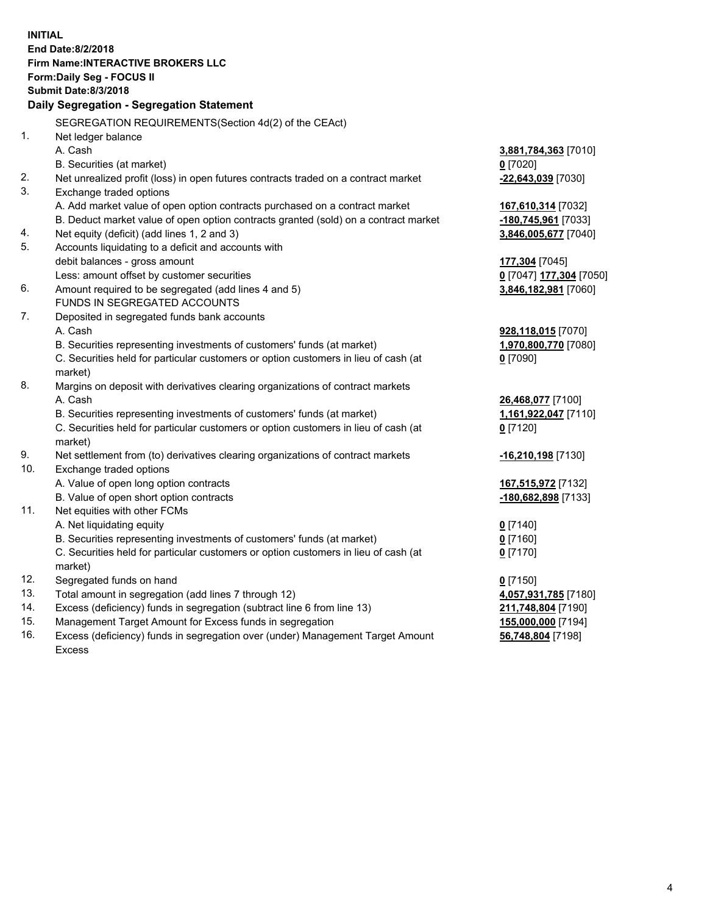**INITIAL**
**End Date:8/2/2018**
**Firm Name:INTERACTIVE BROKERS LLC**
**Form:Daily Seg - FOCUS II**
**Submit Date:8/3/2018**

## Daily Segregation - Segregation Statement

| | | |
|---|---|---|
| | SEGREGATION REQUIREMENTS(Section 4d(2) of the CEAct) | |
| 1. | Net ledger balance | |
| | A. Cash | **3,881,784,363** [7010] |
| | B. Securities (at market) | **0** [7020] |
| 2. | Net unrealized profit (loss) in open futures contracts traded on a contract market | **-22,643,039** [7030] |
| 3. | Exchange traded options | |
| | A. Add market value of open option contracts purchased on a contract market | **167,610,314** [7032] |
| | B. Deduct market value of open option contracts granted (sold) on a contract market | **-180,745,961** [7033] |
| 4. | Net equity (deficit) (add lines 1, 2 and 3) | **3,846,005,677** [7040] |
| 5. | Accounts liquidating to a deficit and accounts with debit balances - gross amount | **177,304** [7045] |
| | Less: amount offset by customer securities | **0** [7047] **177,304** [7050] |
| 6. | Amount required to be segregated (add lines 4 and 5) | **3,846,182,981** [7060] |
| | FUNDS IN SEGREGATED ACCOUNTS | |
| 7. | Deposited in segregated funds bank accounts | |
| | A. Cash | **928,118,015** [7070] |
| | B. Securities representing investments of customers' funds (at market) | **1,970,800,770** [7080] |
| | C. Securities held for particular customers or option customers in lieu of cash (at market) | **0** [7090] |
| 8. | Margins on deposit with derivatives clearing organizations of contract markets | |
| | A. Cash | **26,468,077** [7100] |
| | B. Securities representing investments of customers' funds (at market) | **1,161,922,047** [7110] |
| | C. Securities held for particular customers or option customers in lieu of cash (at market) | **0** [7120] |
| 9. | Net settlement from (to) derivatives clearing organizations of contract markets | **-16,210,198** [7130] |
| 10. | Exchange traded options | |
| | A. Value of open long option contracts | **167,515,972** [7132] |
| | B. Value of open short option contracts | **-180,682,898** [7133] |
| 11. | Net equities with other FCMs | |
| | A. Net liquidating equity | **0** [7140] |
| | B. Securities representing investments of customers' funds (at market) | **0** [7160] |
| | C. Securities held for particular customers or option customers in lieu of cash (at market) | **0** [7170] |
| 12. | Segregated funds on hand | **0** [7150] |
| 13. | Total amount in segregation (add lines 7 through 12) | **4,057,931,785** [7180] |
| 14. | Excess (deficiency) funds in segregation (subtract line 6 from line 13) | **211,748,804** [7190] |
| 15. | Management Target Amount for Excess funds in segregation | **155,000,000** [7194] |
| 16. | Excess (deficiency) funds in segregation over (under) Management Target Amount Excess | **56,748,804** [7198] |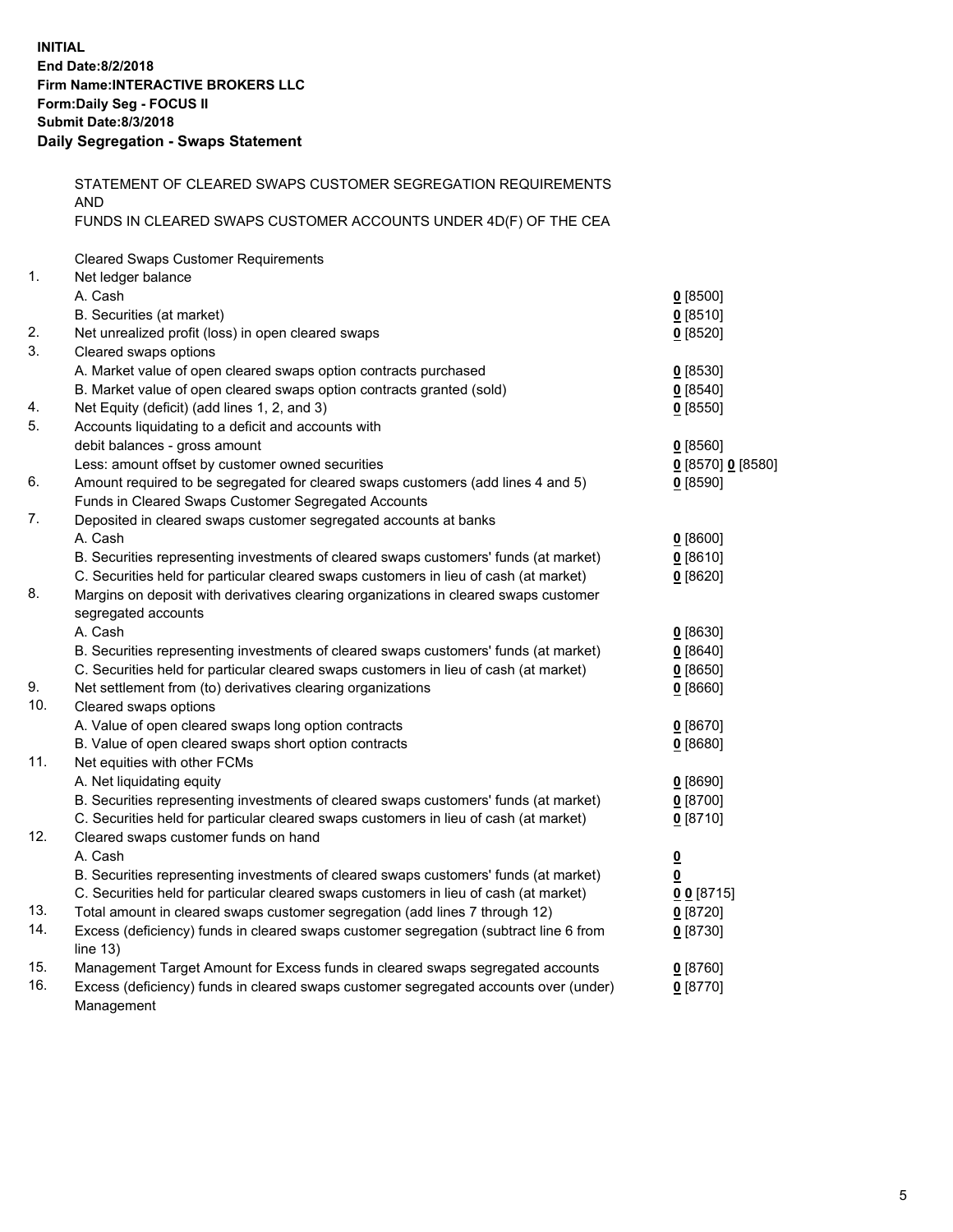**INITIAL**
**End Date:8/2/2018**
**Firm Name:INTERACTIVE BROKERS LLC**
**Form:Daily Seg - FOCUS II**
**Submit Date:8/3/2018**
**Daily Segregation - Swaps Statement**

STATEMENT OF CLEARED SWAPS CUSTOMER SEGREGATION REQUIREMENTS AND FUNDS IN CLEARED SWAPS CUSTOMER ACCOUNTS UNDER 4D(F) OF THE CEA

| | | |
|---|---|---|
| | Cleared Swaps Customer Requirements | |
| 1. | Net ledger balance | |
| | A. Cash | 0 [8500] |
| | B. Securities (at market) | 0 [8510] |
| 2. | Net unrealized profit (loss) in open cleared swaps | 0 [8520] |
| 3. | Cleared swaps options | |
| | A. Market value of open cleared swaps option contracts purchased | 0 [8530] |
| | B. Market value of open cleared swaps option contracts granted (sold) | 0 [8540] |
| 4. | Net Equity (deficit) (add lines 1, 2, and 3) | 0 [8550] |
| 5. | Accounts liquidating to a deficit and accounts with debit balances - gross amount | 0 [8560] |
| | Less: amount offset by customer owned securities | 0 [8570] 0 [8580] |
| 6. | Amount required to be segregated for cleared swaps customers (add lines 4 and 5) | 0 [8590] |
| | Funds in Cleared Swaps Customer Segregated Accounts | |
| 7. | Deposited in cleared swaps customer segregated accounts at banks | |
| | A. Cash | 0 [8600] |
| | B. Securities representing investments of cleared swaps customers' funds (at market) | 0 [8610] |
| | C. Securities held for particular cleared swaps customers in lieu of cash (at market) | 0 [8620] |
| 8. | Margins on deposit with derivatives clearing organizations in cleared swaps customer segregated accounts | |
| | A. Cash | 0 [8630] |
| | B. Securities representing investments of cleared swaps customers' funds (at market) | 0 [8640] |
| | C. Securities held for particular cleared swaps customers in lieu of cash (at market) | 0 [8650] |
| 9. | Net settlement from (to) derivatives clearing organizations | 0 [8660] |
| 10. | Cleared swaps options | |
| | A. Value of open cleared swaps long option contracts | 0 [8670] |
| | B. Value of open cleared swaps short option contracts | 0 [8680] |
| 11. | Net equities with other FCMs | |
| | A. Net liquidating equity | 0 [8690] |
| | B. Securities representing investments of cleared swaps customers' funds (at market) | 0 [8700] |
| | C. Securities held for particular cleared swaps customers in lieu of cash (at market) | 0 [8710] |
| 12. | Cleared swaps customer funds on hand | |
| | A. Cash | 0 |
| | B. Securities representing investments of cleared swaps customers' funds (at market) | 0 |
| | C. Securities held for particular cleared swaps customers in lieu of cash (at market) | 0 0 [8715] |
| 13. | Total amount in cleared swaps customer segregation (add lines 7 through 12) | 0 [8720] |
| 14. | Excess (deficiency) funds in cleared swaps customer segregation (subtract line 6 from line 13) | 0 [8730] |
| 15. | Management Target Amount for Excess funds in cleared swaps segregated accounts | 0 [8760] |
| 16. | Excess (deficiency) funds in cleared swaps customer segregated accounts over (under) Management | 0 [8770] |